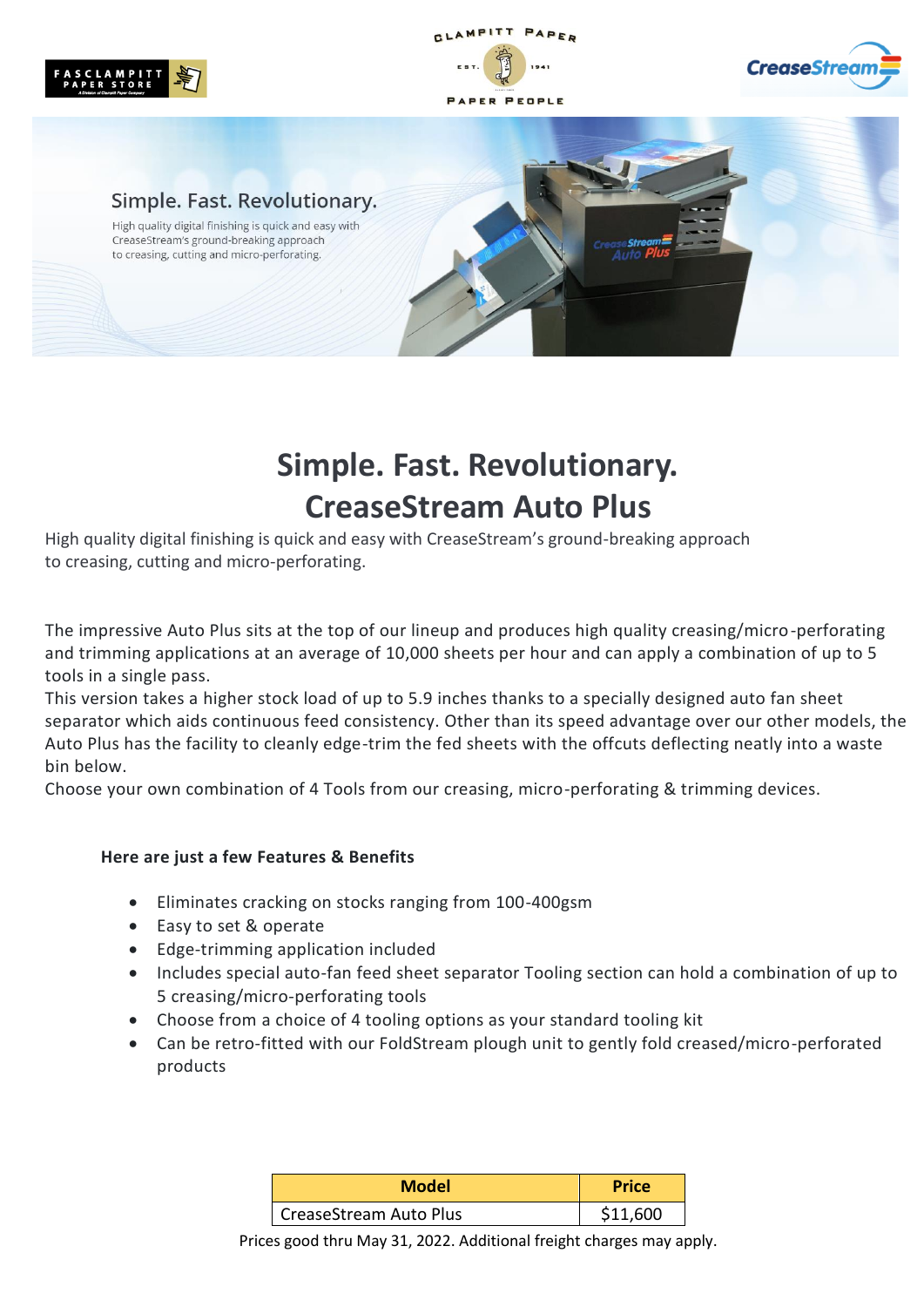# Simple. Fast. Revolutionary.
# CreaseStream Auto Plus

High quality digital finishing is quick and easy with CreaseStream's ground-breaking approach to creasing, cutting and micro-perforating.

The impressive Auto Plus sits at the top of our lineup and produces high quality creasing/micro-perforating and trimming applications at an average of 10,000 sheets per hour and can apply a combination of up to 5 tools in a single pass.
This version takes a higher stock load of up to 5.9 inches thanks to a specially designed auto fan sheet separator which aids continuous feed consistency. Other than its speed advantage over our other models, the Auto Plus has the facility to cleanly edge-trim the fed sheets with the offcuts deflecting neatly into a waste bin below.
Choose your own combination of 4 Tools from our creasing, micro-perforating & trimming devices.

**Here are just a few Features & Benefits**

- Eliminates cracking on stocks ranging from 100-400gsm
- Easy to set & operate
- Edge-trimming application included
- Includes special auto-fan feed sheet separator Tooling section can hold a combination of up to 5 creasing/micro-perforating tools
- Choose from a choice of 4 tooling options as your standard tooling kit
- Can be retro-fitted with our FoldStream plough unit to gently fold creased/micro-perforated products

| Model | Price |
|---|---|
| CreaseStream Auto Plus | $11,600 |

Prices good thru May 31, 2022. Additional freight charges may apply.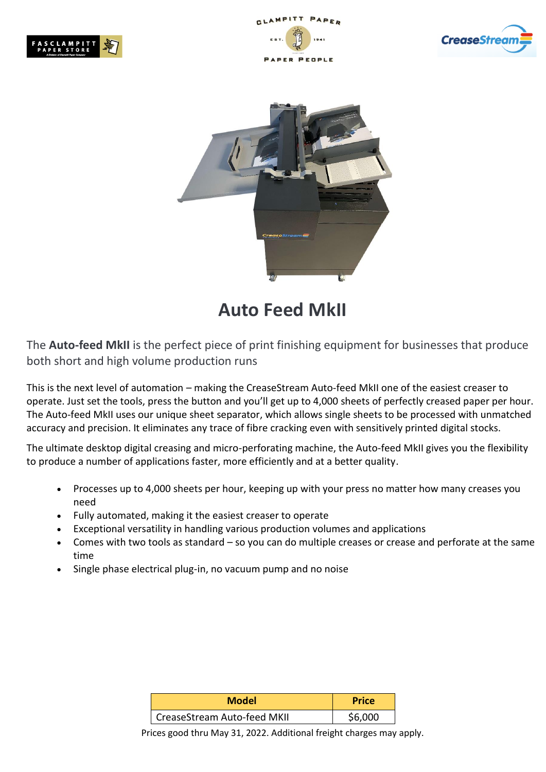# Auto Feed MkII

The **Auto-feed MkII** is the perfect piece of print finishing equipment for businesses that produce both short and high volume production runs

This is the next level of automation – making the CreaseStream Auto-feed MkII one of the easiest creaser to operate. Just set the tools, press the button and you'll get up to 4,000 sheets of perfectly creased paper per hour. The Auto-feed MkII uses our unique sheet separator, which allows single sheets to be processed with unmatched accuracy and precision. It eliminates any trace of fibre cracking even with sensitively printed digital stocks.

The ultimate desktop digital creasing and micro-perforating machine, the Auto-feed MkII gives you the flexibility to produce a number of applications faster, more efficiently and at a better quality.

- Processes up to 4,000 sheets per hour, keeping up with your press no matter how many creases you need
- Fully automated, making it the easiest creaser to operate
- Exceptional versatility in handling various production volumes and applications
- Comes with two tools as standard – so you can do multiple creases or crease and perforate at the same time
- Single phase electrical plug-in, no vacuum pump and no noise

| Model | Price |
|---|---|
| CreaseStream Auto-feed MKII | $6,000 |

Prices good thru May 31, 2022. Additional freight charges may apply.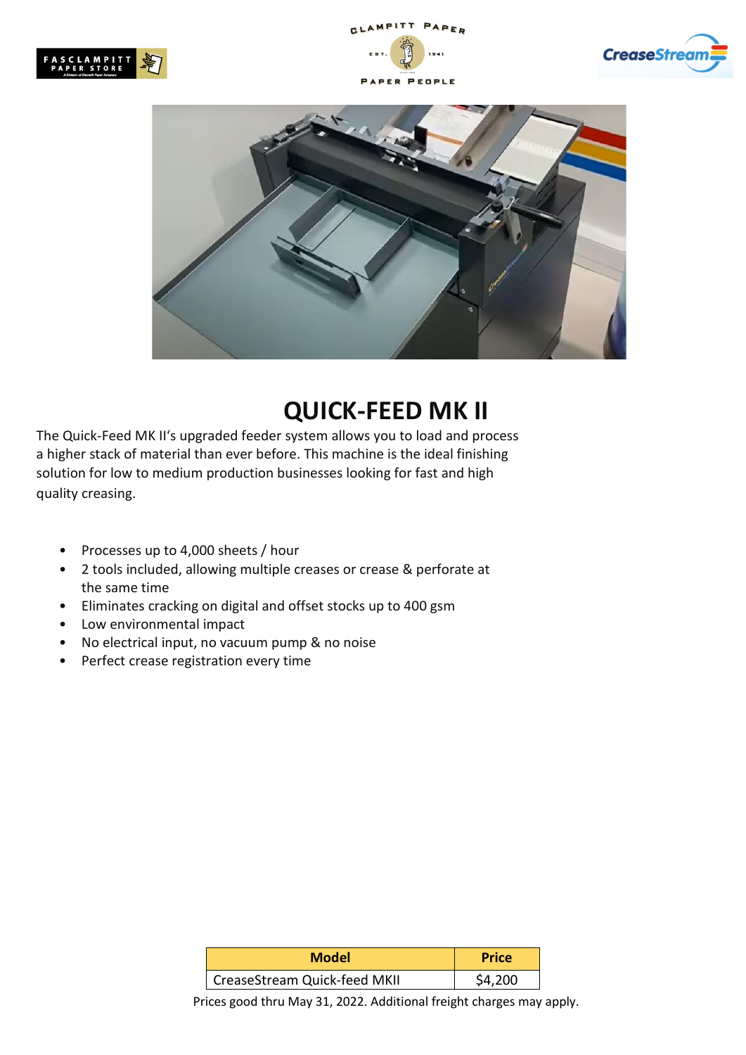# QUICK-FEED MK II

The Quick-Feed MK II's upgraded feeder system allows you to load and process a higher stack of material than ever before. This machine is the ideal finishing solution for low to medium production businesses looking for fast and high quality creasing.

- Processes up to 4,000 sheets / hour
- 2 tools included, allowing multiple creases or crease & perforate at the same time
- Eliminates cracking on digital and offset stocks up to 400 gsm
- Low environmental impact
- No electrical input, no vacuum pump & no noise
- Perfect crease registration every time

| Model | Price |
|---|---|
| CreaseStream Quick-feed MKII | $4,200 |

Prices good thru May 31, 2022. Additional freight charges may apply.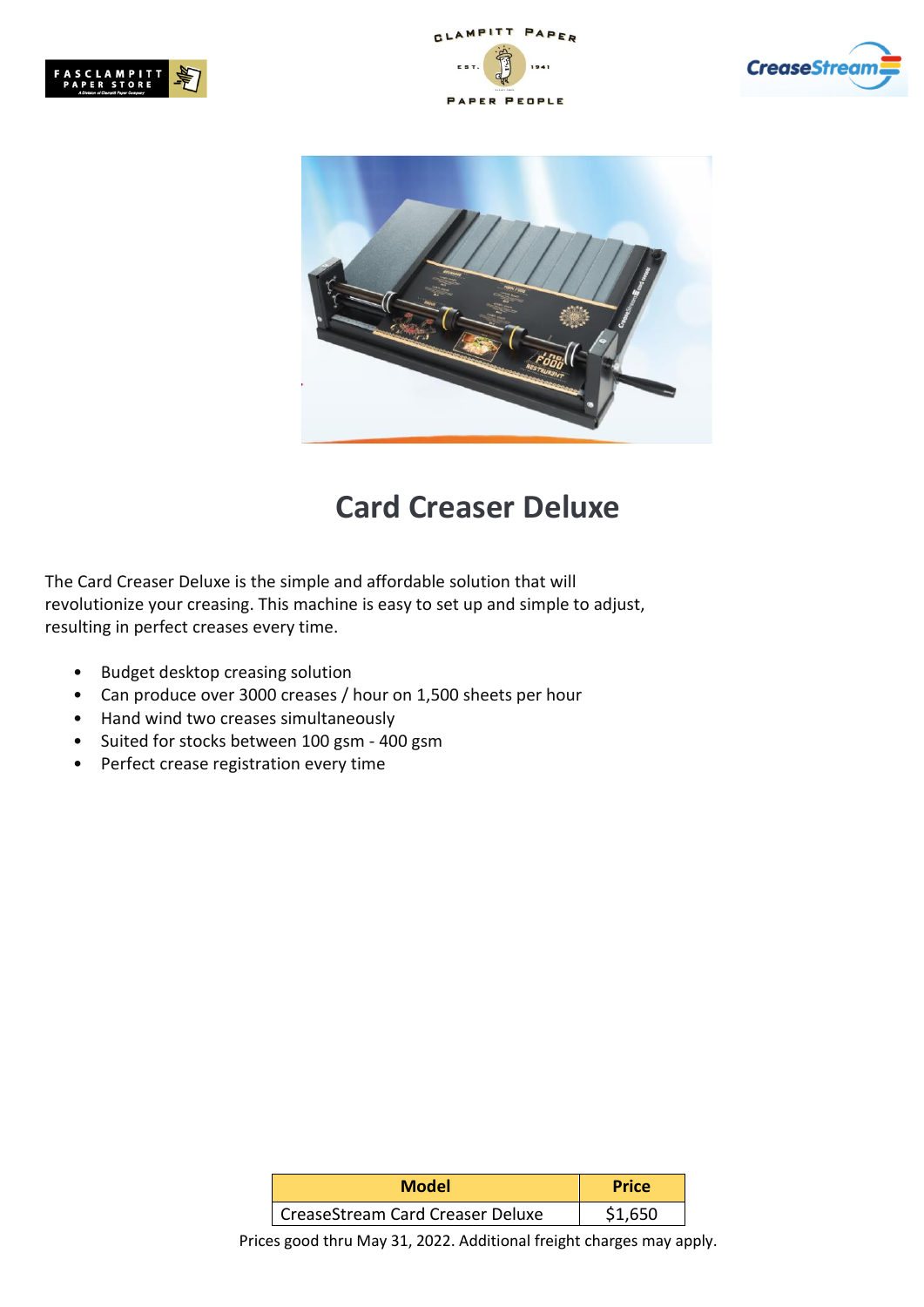# Card Creaser Deluxe

The Card Creaser Deluxe is the simple and affordable solution that will revolutionize your creasing. This machine is easy to set up and simple to adjust, resulting in perfect creases every time.

- Budget desktop creasing solution
- Can produce over 3000 creases / hour on 1,500 sheets per hour
- Hand wind two creases simultaneously
- Suited for stocks between 100 gsm - 400 gsm
- Perfect crease registration every time

| Model | Price |
| --- | --- |
| CreaseStream Card Creaser Deluxe | $1,650 |

Prices good thru May 31, 2022. Additional freight charges may apply.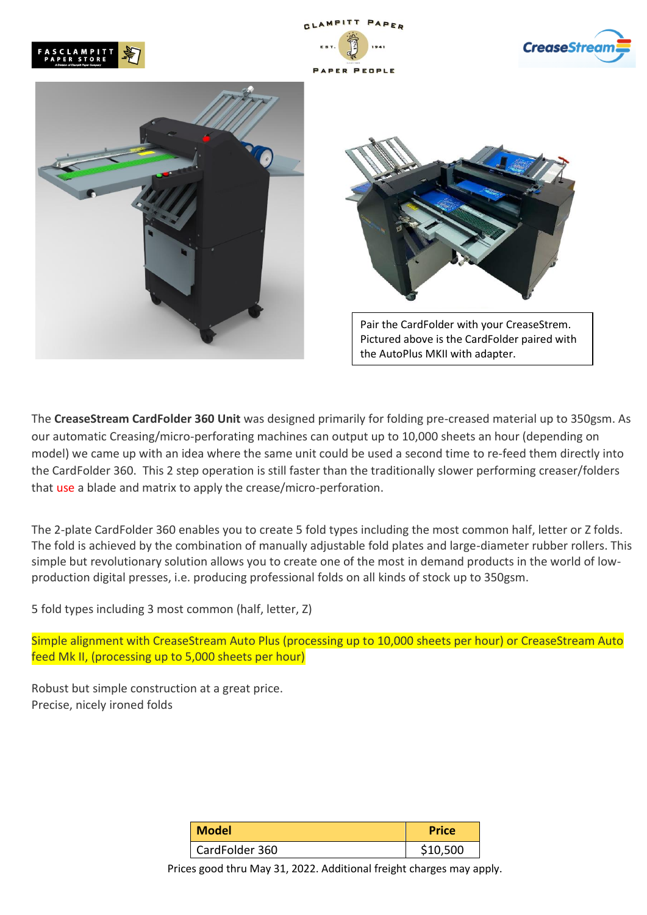Pair the CardFolder with your CreaseStrem. Pictured above is the CardFolder paired with the AutoPlus MKII with adapter.

The **CreaseStream CardFolder 360 Unit** was designed primarily for folding pre-creased material up to 350gsm. As our automatic Creasing/micro-perforating machines can output up to 10,000 sheets an hour (depending on model) we came up with an idea where the same unit could be used a second time to re-feed them directly into the CardFolder 360. This 2 step operation is still faster than the traditionally slower performing creaser/folders that use a blade and matrix to apply the crease/micro-perforation.

The 2-plate CardFolder 360 enables you to create 5 fold types including the most common half, letter or Z folds. The fold is achieved by the combination of manually adjustable fold plates and large-diameter rubber rollers. This simple but revolutionary solution allows you to create one of the most in demand products in the world of low-production digital presses, i.e. producing professional folds on all kinds of stock up to 350gsm.

5 fold types including 3 most common (half, letter, Z)

Simple alignment with CreaseStream Auto Plus (processing up to 10,000 sheets per hour) or CreaseStream Auto feed Mk II, (processing up to 5,000 sheets per hour)

Robust but simple construction at a great price.
Precise, nicely ironed folds

| Model | Price |
|---|---|
| CardFolder 360 | $10,500 |

Prices good thru May 31, 2022. Additional freight charges may apply.